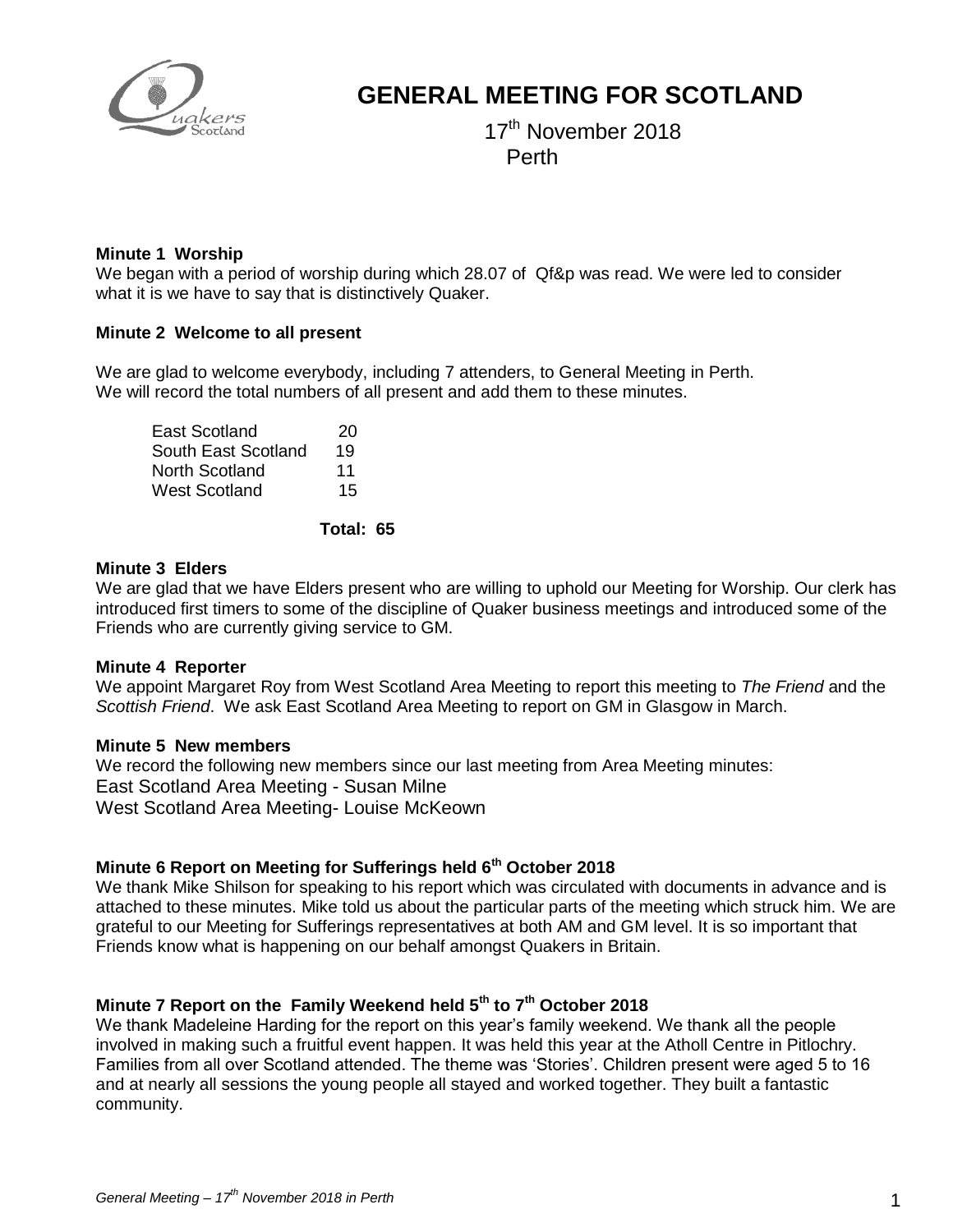# GENERAL MEETING FOR SCOTLAND

17th November 2018
Perth

**Minute 1 Worship**
We began with a period of worship during which 28.07 of Qf&p was read. We were led to consider what it is we have to say that is distinctively Quaker.

**Minute 2 Welcome to all present**

We are glad to welcome everybody, including 7 attenders, to General Meeting in Perth.
We will record the total numbers of all present and add them to these minutes.

| | |
|---|---|
| East Scotland | 20 |
| South East Scotland | 19 |
| North Scotland | 11 |
| West Scotland | 15 |
| **Total:** | **65** |

**Minute 3 Elders**
We are glad that we have Elders present who are willing to uphold our Meeting for Worship. Our clerk has introduced first timers to some of the discipline of Quaker business meetings and introduced some of the Friends who are currently giving service to GM.

**Minute 4 Reporter**
We appoint Margaret Roy from West Scotland Area Meeting to report this meeting to *The Friend* and the *Scottish Friend*. We ask East Scotland Area Meeting to report on GM in Glasgow in March.

**Minute 5 New members**
We record the following new members since our last meeting from Area Meeting minutes:
East Scotland Area Meeting - Susan Milne
West Scotland Area Meeting- Louise McKeown

**Minute 6 Report on Meeting for Sufferings held 6th October 2018**
We thank Mike Shilson for speaking to his report which was circulated with documents in advance and is attached to these minutes. Mike told us about the particular parts of the meeting which struck him. We are grateful to our Meeting for Sufferings representatives at both AM and GM level. It is so important that Friends know what is happening on our behalf amongst Quakers in Britain.

**Minute 7 Report on the Family Weekend held 5th to 7th October 2018**
We thank Madeleine Harding for the report on this year's family weekend. We thank all the people involved in making such a fruitful event happen. It was held this year at the Atholl Centre in Pitlochry. Families from all over Scotland attended. The theme was 'Stories'. Children present were aged 5 to 16 and at nearly all sessions the young people all stayed and worked together. They built a fantastic community.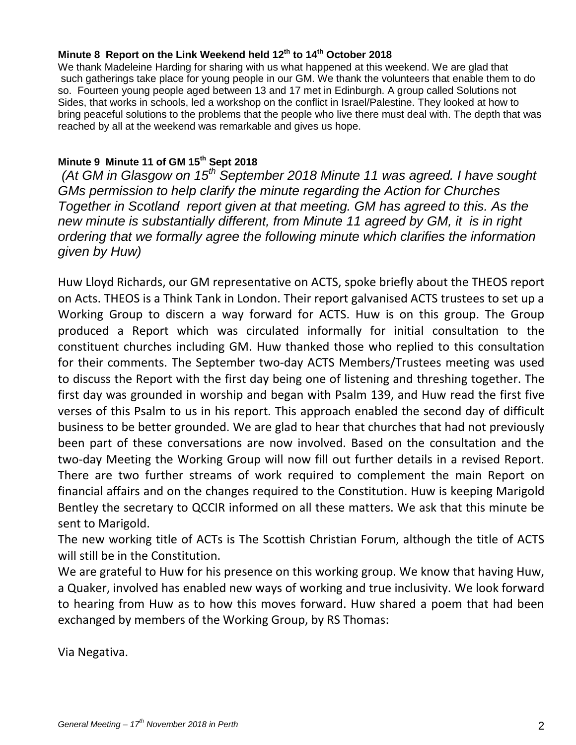**Minute 8 Report on the Link Weekend held 12th to 14th October 2018**

We thank Madeleine Harding for sharing with us what happened at this weekend. We are glad that such gatherings take place for young people in our GM. We thank the volunteers that enable them to do so. Fourteen young people aged between 13 and 17 met in Edinburgh. A group called Solutions not Sides, that works in schools, led a workshop on the conflict in Israel/Palestine. They looked at how to bring peaceful solutions to the problems that the people who live there must deal with. The depth that was reached by all at the weekend was remarkable and gives us hope.

**Minute 9 Minute 11 of GM 15th Sept 2018**

*(At GM in Glasgow on 15th September 2018 Minute 11 was agreed. I have sought GMs permission to help clarify the minute regarding the Action for Churches Together in Scotland report given at that meeting. GM has agreed to this. As the new minute is substantially different, from Minute 11 agreed by GM, it is in right ordering that we formally agree the following minute which clarifies the information given by Huw)*

Huw Lloyd Richards, our GM representative on ACTS, spoke briefly about the THEOS report on Acts. THEOS is a Think Tank in London. Their report galvanised ACTS trustees to set up a Working Group to discern a way forward for ACTS. Huw is on this group. The Group produced a Report which was circulated informally for initial consultation to the constituent churches including GM. Huw thanked those who replied to this consultation for their comments. The September two-day ACTS Members/Trustees meeting was used to discuss the Report with the first day being one of listening and threshing together. The first day was grounded in worship and began with Psalm 139, and Huw read the first five verses of this Psalm to us in his report. This approach enabled the second day of difficult business to be better grounded. We are glad to hear that churches that had not previously been part of these conversations are now involved. Based on the consultation and the two-day Meeting the Working Group will now fill out further details in a revised Report. There are two further streams of work required to complement the main Report on financial affairs and on the changes required to the Constitution. Huw is keeping Marigold Bentley the secretary to QCCIR informed on all these matters. We ask that this minute be sent to Marigold.

The new working title of ACTs is The Scottish Christian Forum, although the title of ACTS will still be in the Constitution.

We are grateful to Huw for his presence on this working group. We know that having Huw, a Quaker, involved has enabled new ways of working and true inclusivity. We look forward to hearing from Huw as to how this moves forward. Huw shared a poem that had been exchanged by members of the Working Group, by RS Thomas:

Via Negativa.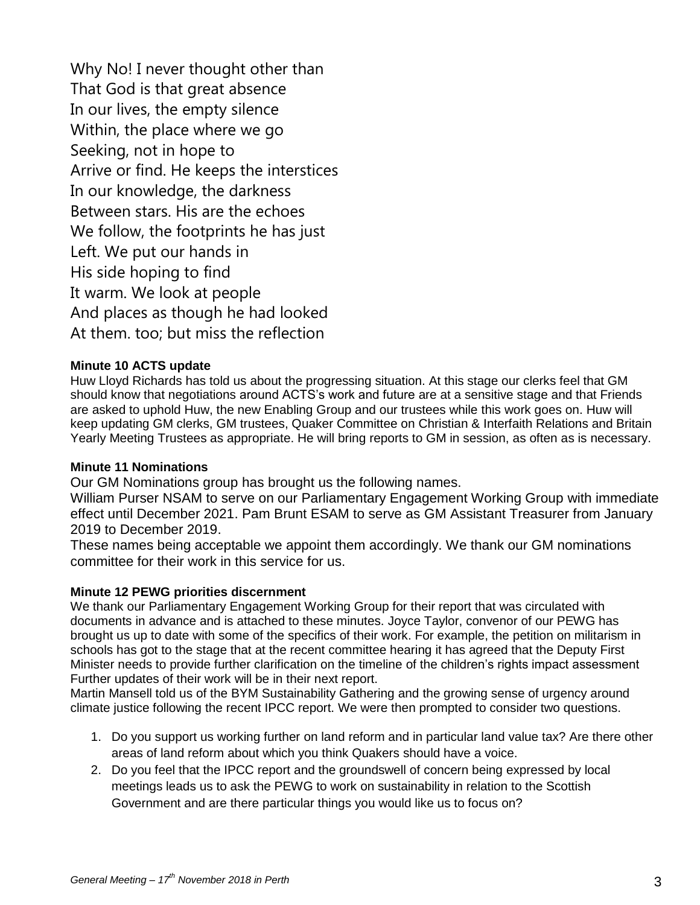Why No! I never thought other than
That God is that great absence
In our lives, the empty silence
Within, the place where we go
Seeking, not in hope to
Arrive or find. He keeps the interstices
In our knowledge, the darkness
Between stars. His are the echoes
We follow, the footprints he has just
Left. We put our hands in
His side hoping to find
It warm. We look at people
And places as though he had looked
At them. too; but miss the reflection

**Minute 10 ACTS update**

Huw Lloyd Richards has told us about the progressing situation. At this stage our clerks feel that GM should know that negotiations around ACTS's work and future are at a sensitive stage and that Friends are asked to uphold Huw, the new Enabling Group and our trustees while this work goes on. Huw will keep updating GM clerks, GM trustees, Quaker Committee on Christian & Interfaith Relations and Britain Yearly Meeting Trustees as appropriate. He will bring reports to GM in session, as often as is necessary.

**Minute 11 Nominations**

Our GM Nominations group has brought us the following names.

William Purser NSAM to serve on our Parliamentary Engagement Working Group with immediate effect until December 2021. Pam Brunt ESAM to serve as GM Assistant Treasurer from January 2019 to December 2019.

These names being acceptable we appoint them accordingly. We thank our GM nominations committee for their work in this service for us.

**Minute 12 PEWG priorities discernment**

We thank our Parliamentary Engagement Working Group for their report that was circulated with documents in advance and is attached to these minutes. Joyce Taylor, convenor of our PEWG has brought us up to date with some of the specifics of their work. For example, the petition on militarism in schools has got to the stage that at the recent committee hearing it has agreed that the Deputy First Minister needs to provide further clarification on the timeline of the children's rights impact assessment Further updates of their work will be in their next report.

Martin Mansell told us of the BYM Sustainability Gathering and the growing sense of urgency around climate justice following the recent IPCC report. We were then prompted to consider two questions.

1. Do you support us working further on land reform and in particular land value tax? Are there other areas of land reform about which you think Quakers should have a voice.
2. Do you feel that the IPCC report and the groundswell of concern being expressed by local meetings leads us to ask the PEWG to work on sustainability in relation to the Scottish Government and are there particular things you would like us to focus on?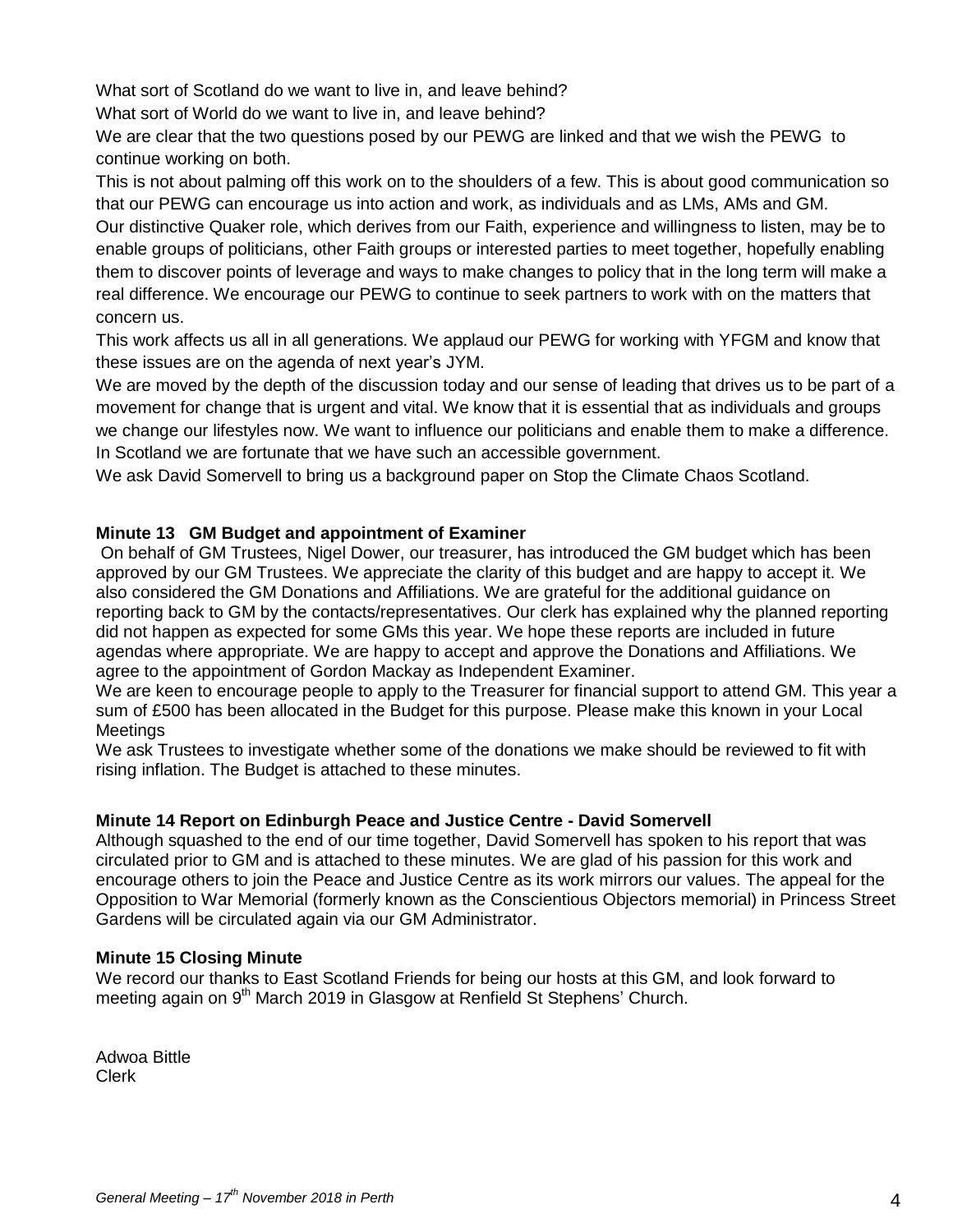What sort of Scotland do we want to live in, and leave behind?
What sort of World do we want to live in, and leave behind?
We are clear that the two questions posed by our PEWG are linked and that we wish the PEWG to continue working on both.
This is not about palming off this work on to the shoulders of a few. This is about good communication so that our PEWG can encourage us into action and work, as individuals and as LMs, AMs and GM.
Our distinctive Quaker role, which derives from our Faith, experience and willingness to listen, may be to enable groups of politicians, other Faith groups or interested parties to meet together, hopefully enabling them to discover points of leverage and ways to make changes to policy that in the long term will make a real difference. We encourage our PEWG to continue to seek partners to work with on the matters that concern us.
This work affects us all in all generations. We applaud our PEWG for working with YFGM and know that these issues are on the agenda of next year's JYM.
We are moved by the depth of the discussion today and our sense of leading that drives us to be part of a movement for change that is urgent and vital. We know that it is essential that as individuals and groups we change our lifestyles now. We want to influence our politicians and enable them to make a difference. In Scotland we are fortunate that we have such an accessible government.
We ask David Somervell to bring us a background paper on Stop the Climate Chaos Scotland.

**Minute 13 GM Budget and appointment of Examiner**

On behalf of GM Trustees, Nigel Dower, our treasurer, has introduced the GM budget which has been approved by our GM Trustees. We appreciate the clarity of this budget and are happy to accept it. We also considered the GM Donations and Affiliations. We are grateful for the additional guidance on reporting back to GM by the contacts/representatives. Our clerk has explained why the planned reporting did not happen as expected for some GMs this year. We hope these reports are included in future agendas where appropriate. We are happy to accept and approve the Donations and Affiliations. We agree to the appointment of Gordon Mackay as Independent Examiner.
We are keen to encourage people to apply to the Treasurer for financial support to attend GM. This year a sum of £500 has been allocated in the Budget for this purpose. Please make this known in your Local Meetings
We ask Trustees to investigate whether some of the donations we make should be reviewed to fit with rising inflation. The Budget is attached to these minutes.

**Minute 14 Report on Edinburgh Peace and Justice Centre - David Somervell**

Although squashed to the end of our time together, David Somervell has spoken to his report that was circulated prior to GM and is attached to these minutes. We are glad of his passion for this work and encourage others to join the Peace and Justice Centre as its work mirrors our values. The appeal for the Opposition to War Memorial (formerly known as the Conscientious Objectors memorial) in Princess Street Gardens will be circulated again via our GM Administrator.

**Minute 15 Closing Minute**

We record our thanks to East Scotland Friends for being our hosts at this GM, and look forward to meeting again on 9th March 2019 in Glasgow at Renfield St Stephens' Church.

Adwoa Bittle
Clerk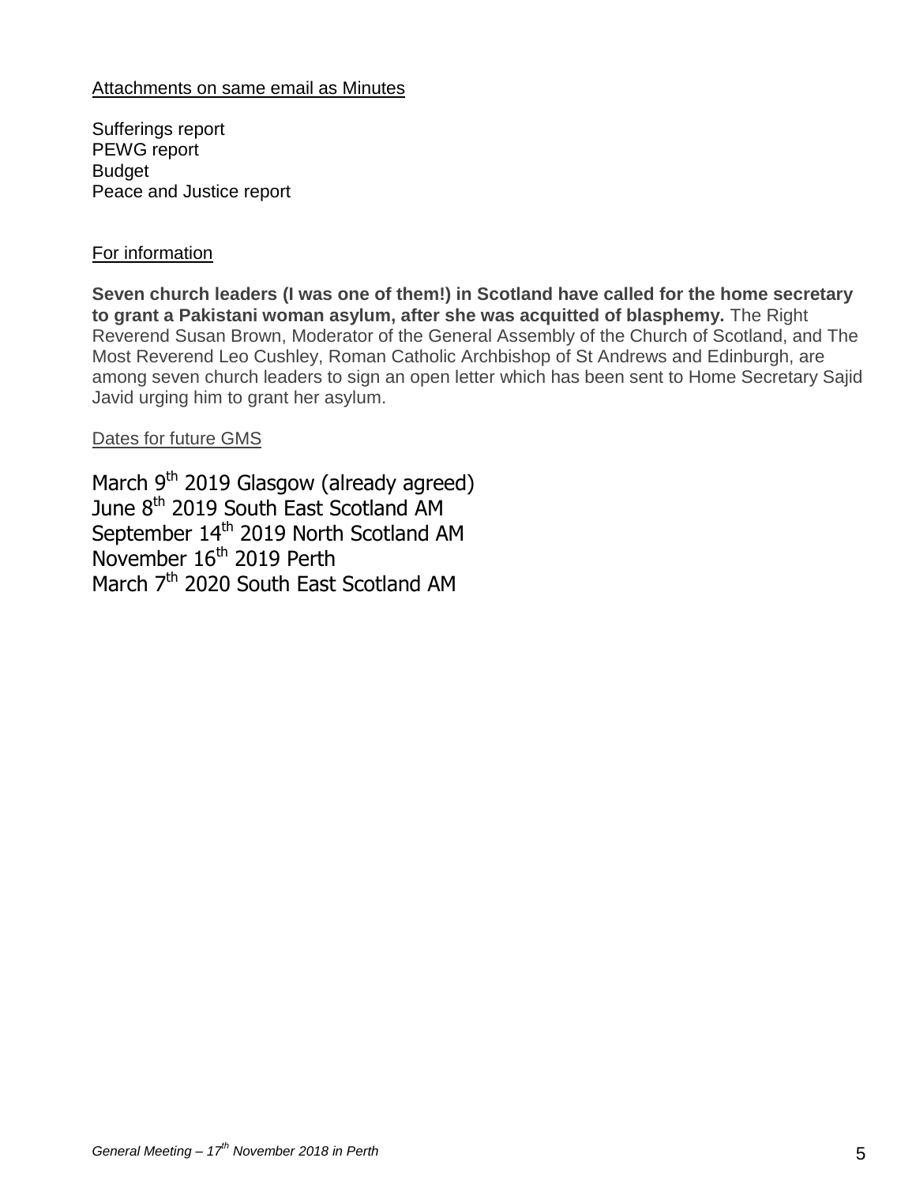Attachments on same email as Minutes

Sufferings report
PEWG report
Budget
Peace and Justice report

For information

**Seven church leaders (I was one of them!) in Scotland have called for the home secretary to grant a Pakistani woman asylum, after she was acquitted of blasphemy.** The Right Reverend Susan Brown, Moderator of the General Assembly of the Church of Scotland, and The Most Reverend Leo Cushley, Roman Catholic Archbishop of St Andrews and Edinburgh, are among seven church leaders to sign an open letter which has been sent to Home Secretary Sajid Javid urging him to grant her asylum.

Dates for future GMS

March 9th 2019 Glasgow (already agreed)
June 8th 2019 South East Scotland AM
September 14th 2019 North Scotland AM
November 16th 2019 Perth
March 7th 2020 South East Scotland AM